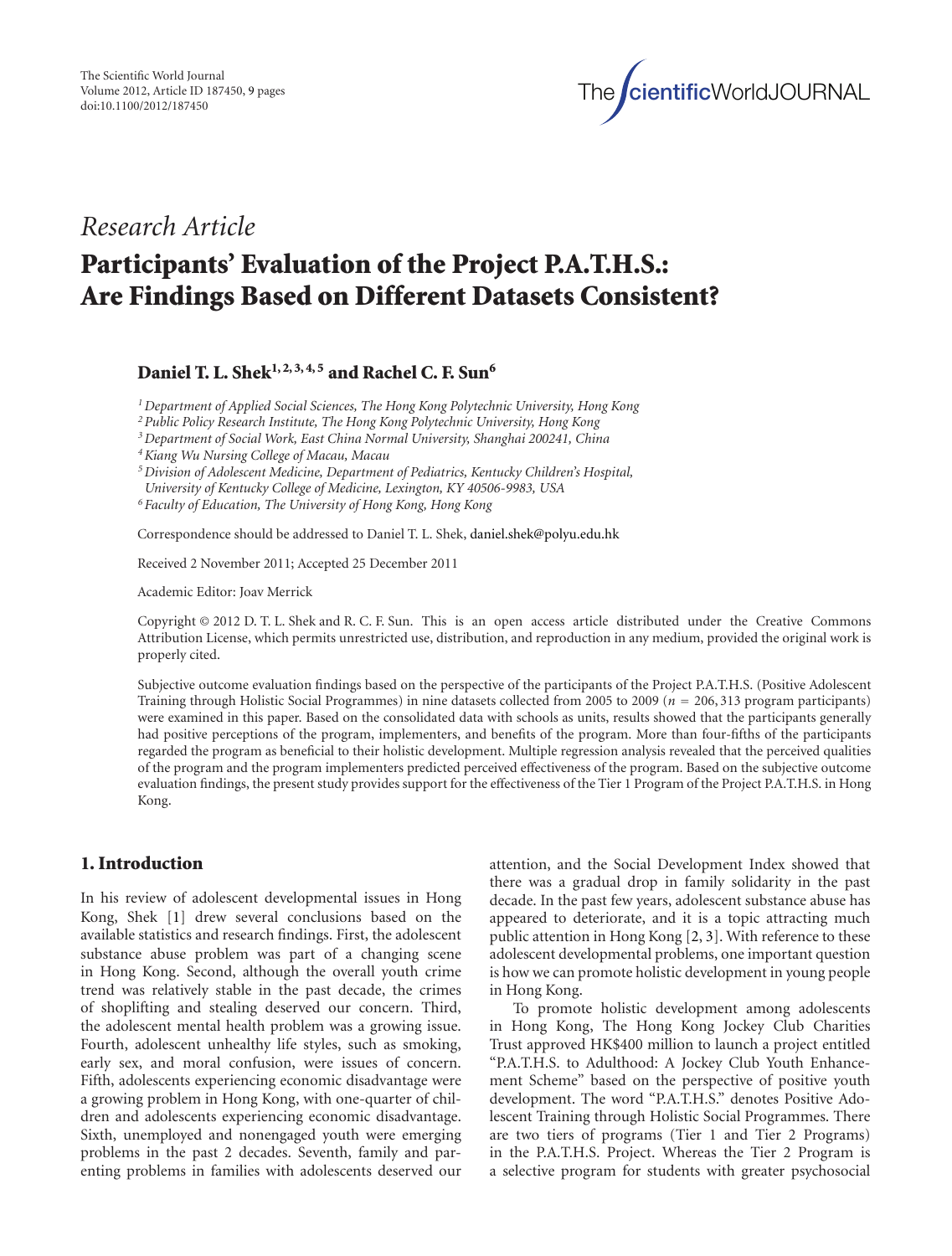The Scientific World Journal
Volume 2012, Article ID 187450, 9 pages
doi:10.1100/2012/187450

*Research Article*

# Participants' Evaluation of the Project P.A.T.H.S.: Are Findings Based on Different Datasets Consistent?

**Daniel T. L. Shek[1,2,3,4,5] and Rachel C. F. Sun[6]**

[1] *Department of Applied Social Sciences, The Hong Kong Polytechnic University, Hong Kong*
[2] *Public Policy Research Institute, The Hong Kong Polytechnic University, Hong Kong*
[3] *Department of Social Work, East China Normal University, Shanghai 200241, China*
[4] *Kiang Wu Nursing College of Macau, Macau*
[5] *Division of Adolescent Medicine, Department of Pediatrics, Kentucky Children's Hospital, University of Kentucky College of Medicine, Lexington, KY 40506-9983, USA*
[6] *Faculty of Education, The University of Hong Kong, Hong Kong*

Correspondence should be addressed to Daniel T. L. Shek, daniel.shek@polyu.edu.hk

Received 2 November 2011; Accepted 25 December 2011

Academic Editor: Joav Merrick

Copyright © 2012 D. T. L. Shek and R. C. F. Sun. This is an open access article distributed under the Creative Commons Attribution License, which permits unrestricted use, distribution, and reproduction in any medium, provided the original work is properly cited.

Subjective outcome evaluation findings based on the perspective of the participants of the Project P.A.T.H.S. (Positive Adolescent Training through Holistic Social Programmes) in nine datasets collected from 2005 to 2009 ($n = 206,313$ program participants) were examined in this paper. Based on the consolidated data with schools as units, results showed that the participants generally had positive perceptions of the program, implementers, and benefits of the program. More than four-fifths of the participants regarded the program as beneficial to their holistic development. Multiple regression analysis revealed that the perceived qualities of the program and the program implementers predicted perceived effectiveness of the program. Based on the subjective outcome evaluation findings, the present study provides support for the effectiveness of the Tier 1 Program of the Project P.A.T.H.S. in Hong Kong.

## 1. Introduction

In his review of adolescent developmental issues in Hong Kong, Shek [1] drew several conclusions based on the available statistics and research findings. First, the adolescent substance abuse problem was part of a changing scene in Hong Kong. Second, although the overall youth crime trend was relatively stable in the past decade, the crimes of shoplifting and stealing deserved our concern. Third, the adolescent mental health problem was a growing issue. Fourth, adolescent unhealthy life styles, such as smoking, early sex, and moral confusion, were issues of concern. Fifth, adolescents experiencing economic disadvantage were a growing problem in Hong Kong, with one-quarter of children and adolescents experiencing economic disadvantage. Sixth, unemployed and nonengaged youth were emerging problems in the past 2 decades. Seventh, family and parenting problems in families with adolescents deserved our attention, and the Social Development Index showed that there was a gradual drop in family solidarity in the past decade. In the past few years, adolescent substance abuse has appeared to deteriorate, and it is a topic attracting much public attention in Hong Kong [2, 3]. With reference to these adolescent developmental problems, one important question is how we can promote holistic development in young people in Hong Kong.

To promote holistic development among adolescents in Hong Kong, The Hong Kong Jockey Club Charities Trust approved HK$400 million to launch a project entitled "P.A.T.H.S. to Adulthood: A Jockey Club Youth Enhancement Scheme" based on the perspective of positive youth development. The word "P.A.T.H.S." denotes Positive Adolescent Training through Holistic Social Programmes. There are two tiers of programs (Tier 1 and Tier 2 Programs) in the P.A.T.H.S. Project. Whereas the Tier 2 Program is a selective program for students with greater psychosocial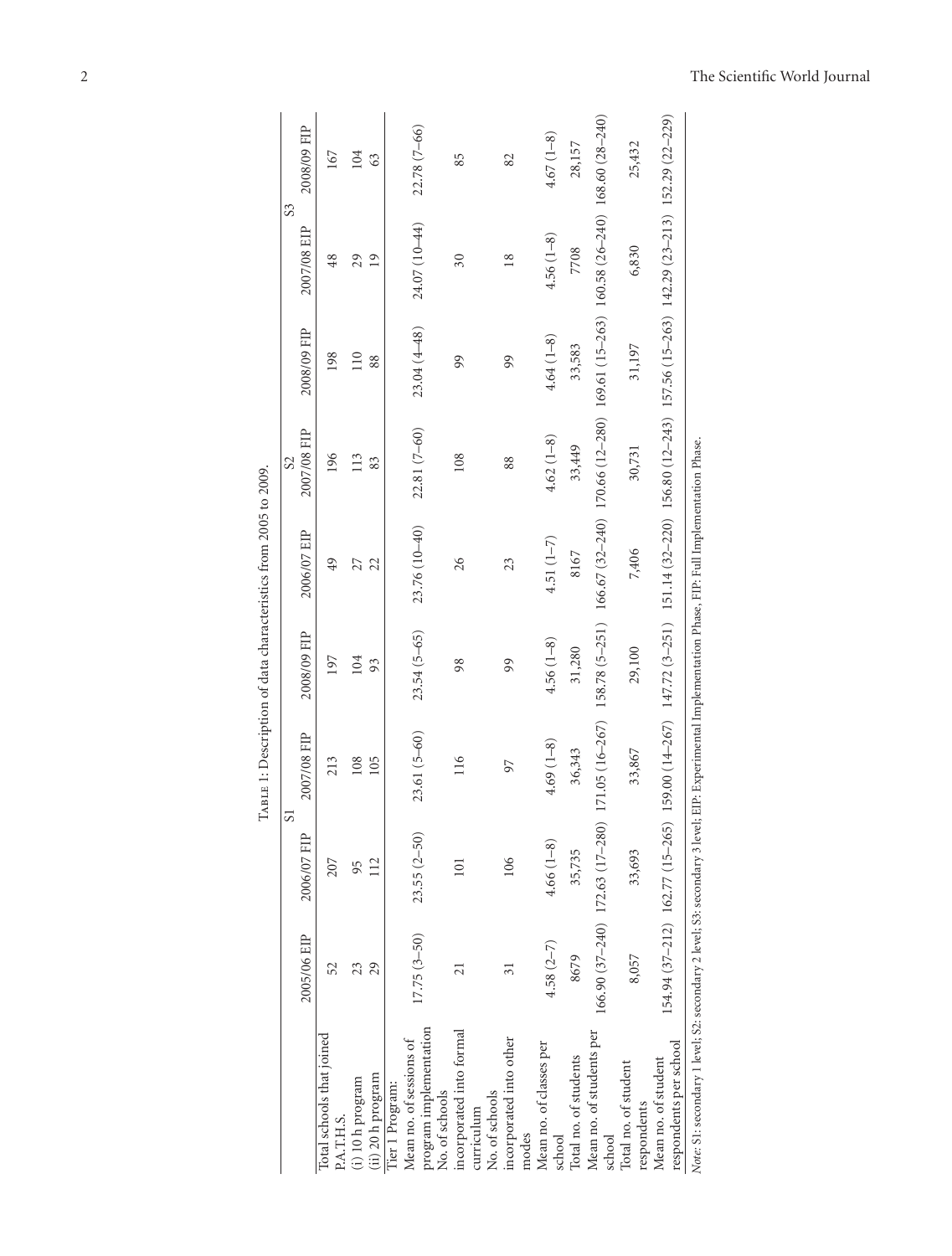Table 1: Description of data characteristics from 2005 to 2009.

| | S1 | | | | S2 | | | S3 | |
|---|---|---|---|---|---|---|---|---|---|
| | 2005/06 EIP | 2006/07 FIP | 2007/08 FIP | 2008/09 FIP | 2006/07 EIP | 2007/08 FIP | 2008/09 FIP | 2007/08 EIP | 2008/09 FIP |
| Total schools that joined P.A.T.H.S. | 52 | 207 | 213 | 197 | 49 | 196 | 198 | 48 | 167 |
| (i) 10 h program | 23 | 95 | 108 | 104 | 27 | 113 | 110 | 29 | 104 |
| (ii) 20 h program | 29 | 112 | 105 | 93 | 22 | 83 | 88 | 19 | 63 |
| Tier 1 Program: | | | | | | | | | |
| Mean no. of sessions of program implementation | 17.75 (3–50) | 23.55 (2–50) | 23.61 (5–60) | 23.54 (5–65) | 23.76 (10–40) | 22.81 (7–60) | 23.04 (4–48) | 24.07 (10–44) | 22.78 (7–66) |
| No. of schools incorporated into formal curriculum | 21 | 101 | 116 | 98 | 26 | 108 | 99 | 30 | 85 |
| No. of schools incorporated into other modes | 31 | 106 | 97 | 99 | 23 | 88 | 99 | 18 | 82 |
| Mean no. of classes per school | 4.58 (2–7) | 4.66 (1–8) | 4.69 (1–8) | 4.56 (1–8) | 4.51 (1–7) | 4.62 (1–8) | 4.64 (1–8) | 4.56 (1–8) | 4.67 (1–8) |
| Total no. of students | 8679 | 35,735 | 36,343 | 31,280 | 8167 | 33,449 | 33,583 | 7708 | 28,157 |
| Mean no. of students per school | 166.90 (37–240) | 172.63 (17–280) | 171.05 (16–267) | 158.78 (5–251) | 166.67 (32–240) | 170.66 (12–280) | 169.61 (15–263) | 160.58 (26–240) | 168.60 (28–240) |
| Total no. of student respondents | 8,057 | 33,693 | 33,867 | 29,100 | 7,406 | 30,731 | 31,197 | 6,830 | 25,432 |
| Mean no. of student respondents per school | 154.94 (37–212) | 162.77 (15–265) | 159.00 (14–267) | 147.72 (3–251) | 151.14 (32–220) | 156.80 (12–243) | 157.56 (15–263) | 142.29 (23–213) | 152.29 (22–229) |

*Note*: S1: secondary 1 level; S2: secondary 2 level; S3: secondary 3 level; EIP: Experimental Implementation Phase, FIP: Full Implementation Phase.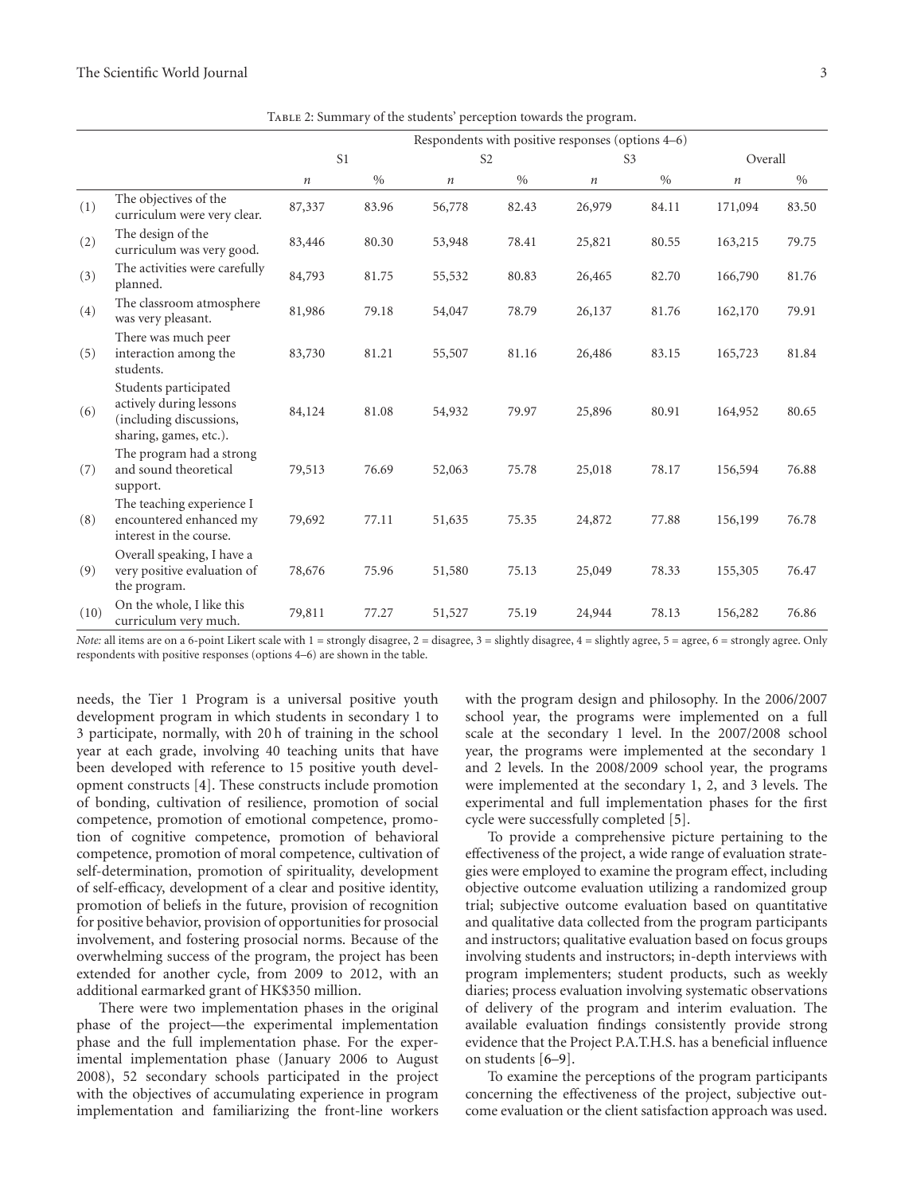Table 2: Summary of the students' perception towards the program.

| | | Respondents with positive responses (options 4–6) | | | | | | | |
|---|---|---|---|---|---|---|---|---|---|
| | | S1 | | S2 | | S3 | | Overall | |
| | | $n$ | % | $n$ | % | $n$ | % | $n$ | % |
| (1) | The objectives of the curriculum were very clear. | 87,337 | 83.96 | 56,778 | 82.43 | 26,979 | 84.11 | 171,094 | 83.50 |
| (2) | The design of the curriculum was very good. | 83,446 | 80.30 | 53,948 | 78.41 | 25,821 | 80.55 | 163,215 | 79.75 |
| (3) | The activities were carefully planned. | 84,793 | 81.75 | 55,532 | 80.83 | 26,465 | 82.70 | 166,790 | 81.76 |
| (4) | The classroom atmosphere was very pleasant. | 81,986 | 79.18 | 54,047 | 78.79 | 26,137 | 81.76 | 162,170 | 79.91 |
| (5) | There was much peer interaction among the students. | 83,730 | 81.21 | 55,507 | 81.16 | 26,486 | 83.15 | 165,723 | 81.84 |
| (6) | Students participated actively during lessons (including discussions, sharing, games, etc.). | 84,124 | 81.08 | 54,932 | 79.97 | 25,896 | 80.91 | 164,952 | 80.65 |
| (7) | The program had a strong and sound theoretical support. | 79,513 | 76.69 | 52,063 | 75.78 | 25,018 | 78.17 | 156,594 | 76.88 |
| (8) | The teaching experience I encountered enhanced my interest in the course. | 79,692 | 77.11 | 51,635 | 75.35 | 24,872 | 77.88 | 156,199 | 76.78 |
| (9) | Overall speaking, I have a very positive evaluation of the program. | 78,676 | 75.96 | 51,580 | 75.13 | 25,049 | 78.33 | 155,305 | 76.47 |
| (10) | On the whole, I like this curriculum very much. | 79,811 | 77.27 | 51,527 | 75.19 | 24,944 | 78.13 | 156,282 | 76.86 |

*Note:* all items are on a 6-point Likert scale with 1 = strongly disagree, 2 = disagree, 3 = slightly disagree, 4 = slightly agree, 5 = agree, 6 = strongly agree. Only respondents with positive responses (options 4–6) are shown in the table.

needs, the Tier 1 Program is a universal positive youth development program in which students in secondary 1 to 3 participate, normally, with 20 h of training in the school year at each grade, involving 40 teaching units that have been developed with reference to 15 positive youth development constructs [4]. These constructs include promotion of bonding, cultivation of resilience, promotion of social competence, promotion of emotional competence, promotion of cognitive competence, promotion of behavioral competence, promotion of moral competence, cultivation of self-determination, promotion of spirituality, development of self-efficacy, development of a clear and positive identity, promotion of beliefs in the future, provision of recognition for positive behavior, provision of opportunities for prosocial involvement, and fostering prosocial norms. Because of the overwhelming success of the program, the project has been extended for another cycle, from 2009 to 2012, with an additional earmarked grant of HK$350 million.

There were two implementation phases in the original phase of the project—the experimental implementation phase and the full implementation phase. For the experimental implementation phase (January 2006 to August 2008), 52 secondary schools participated in the project with the objectives of accumulating experience in program implementation and familiarizing the front-line workers with the program design and philosophy. In the 2006/2007 school year, the programs were implemented on a full scale at the secondary 1 level. In the 2007/2008 school year, the programs were implemented at the secondary 1 and 2 levels. In the 2008/2009 school year, the programs were implemented at the secondary 1, 2, and 3 levels. The experimental and full implementation phases for the first cycle were successfully completed [5].

To provide a comprehensive picture pertaining to the effectiveness of the project, a wide range of evaluation strategies were employed to examine the program effect, including objective outcome evaluation utilizing a randomized group trial; subjective outcome evaluation based on quantitative and qualitative data collected from the program participants and instructors; qualitative evaluation based on focus groups involving students and instructors; in-depth interviews with program implementers; student products, such as weekly diaries; process evaluation involving systematic observations of delivery of the program and interim evaluation. The available evaluation findings consistently provide strong evidence that the Project P.A.T.H.S. has a beneficial influence on students [6–9].

To examine the perceptions of the program participants concerning the effectiveness of the project, subjective outcome evaluation or the client satisfaction approach was used.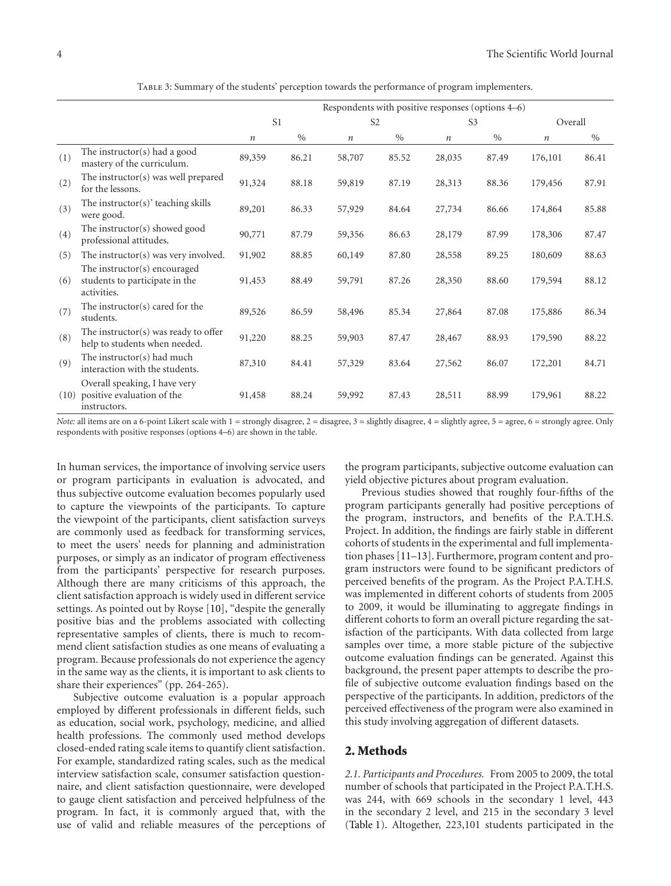Table 3: Summary of the students' perception towards the performance of program implementers.

| | | Respondents with positive responses (options 4–6) | | | | | | | |
|---|---|---|---|---|---|---|---|---|---|
| | | S1 | | S2 | | S3 | | Overall | |
| | | *n* | % | *n* | % | *n* | % | *n* | % |
| (1) | The instructor(s) had a good mastery of the curriculum. | 89,359 | 86.21 | 58,707 | 85.52 | 28,035 | 87.49 | 176,101 | 86.41 |
| (2) | The instructor(s) was well prepared for the lessons. | 91,324 | 88.18 | 59,819 | 87.19 | 28,313 | 88.36 | 179,456 | 87.91 |
| (3) | The instructor(s)' teaching skills were good. | 89,201 | 86.33 | 57,929 | 84.64 | 27,734 | 86.66 | 174,864 | 85.88 |
| (4) | The instructor(s) showed good professional attitudes. | 90,771 | 87.79 | 59,356 | 86.63 | 28,179 | 87.99 | 178,306 | 87.47 |
| (5) | The instructor(s) was very involved. | 91,902 | 88.85 | 60,149 | 87.80 | 28,558 | 89.25 | 180,609 | 88.63 |
| (6) | The instructor(s) encouraged students to participate in the activities. | 91,453 | 88.49 | 59,791 | 87.26 | 28,350 | 88.60 | 179,594 | 88.12 |
| (7) | The instructor(s) cared for the students. | 89,526 | 86.59 | 58,496 | 85.34 | 27,864 | 87.08 | 175,886 | 86.34 |
| (8) | The instructor(s) was ready to offer help to students when needed. | 91,220 | 88.25 | 59,903 | 87.47 | 28,467 | 88.93 | 179,590 | 88.22 |
| (9) | The instructor(s) had much interaction with the students. | 87,310 | 84.41 | 57,329 | 83.64 | 27,562 | 86.07 | 172,201 | 84.71 |
| (10) | Overall speaking, I have very positive evaluation of the instructors. | 91,458 | 88.24 | 59,992 | 87.43 | 28,511 | 88.99 | 179,961 | 88.22 |

*Note:* all items are on a 6-point Likert scale with 1 = strongly disagree, 2 = disagree, 3 = slightly disagree, 4 = slightly agree, 5 = agree, 6 = strongly agree. Only respondents with positive responses (options 4–6) are shown in the table.

In human services, the importance of involving service users or program participants in evaluation is advocated, and thus subjective outcome evaluation becomes popularly used to capture the viewpoints of the participants. To capture the viewpoint of the participants, client satisfaction surveys are commonly used as feedback for transforming services, to meet the users' needs for planning and administration purposes, or simply as an indicator of program effectiveness from the participants' perspective for research purposes. Although there are many criticisms of this approach, the client satisfaction approach is widely used in different service settings. As pointed out by Royse [10], "despite the generally positive bias and the problems associated with collecting representative samples of clients, there is much to recommend client satisfaction studies as one means of evaluating a program. Because professionals do not experience the agency in the same way as the clients, it is important to ask clients to share their experiences" (pp. 264-265).

Subjective outcome evaluation is a popular approach employed by different professionals in different fields, such as education, social work, psychology, medicine, and allied health professions. The commonly used method develops closed-ended rating scale items to quantify client satisfaction. For example, standardized rating scales, such as the medical interview satisfaction scale, consumer satisfaction questionnaire, and client satisfaction questionnaire, were developed to gauge client satisfaction and perceived helpfulness of the program. In fact, it is commonly argued that, with the use of valid and reliable measures of the perceptions of the program participants, subjective outcome evaluation can yield objective pictures about program evaluation.

Previous studies showed that roughly four-fifths of the program participants generally had positive perceptions of the program, instructors, and benefits of the P.A.T.H.S. Project. In addition, the findings are fairly stable in different cohorts of students in the experimental and full implementation phases [11–13]. Furthermore, program content and program instructors were found to be significant predictors of perceived benefits of the program. As the Project P.A.T.H.S. was implemented in different cohorts of students from 2005 to 2009, it would be illuminating to aggregate findings in different cohorts to form an overall picture regarding the satisfaction of the participants. With data collected from large samples over time, a more stable picture of the subjective outcome evaluation findings can be generated. Against this background, the present paper attempts to describe the profile of subjective outcome evaluation findings based on the perspective of the participants. In addition, predictors of the perceived effectiveness of the program were also examined in this study involving aggregation of different datasets.

## 2. Methods

*2.1. Participants and Procedures.* From 2005 to 2009, the total number of schools that participated in the Project P.A.T.H.S. was 244, with 669 schools in the secondary 1 level, 443 in the secondary 2 level, and 215 in the secondary 3 level (Table 1). Altogether, 223,101 students participated in the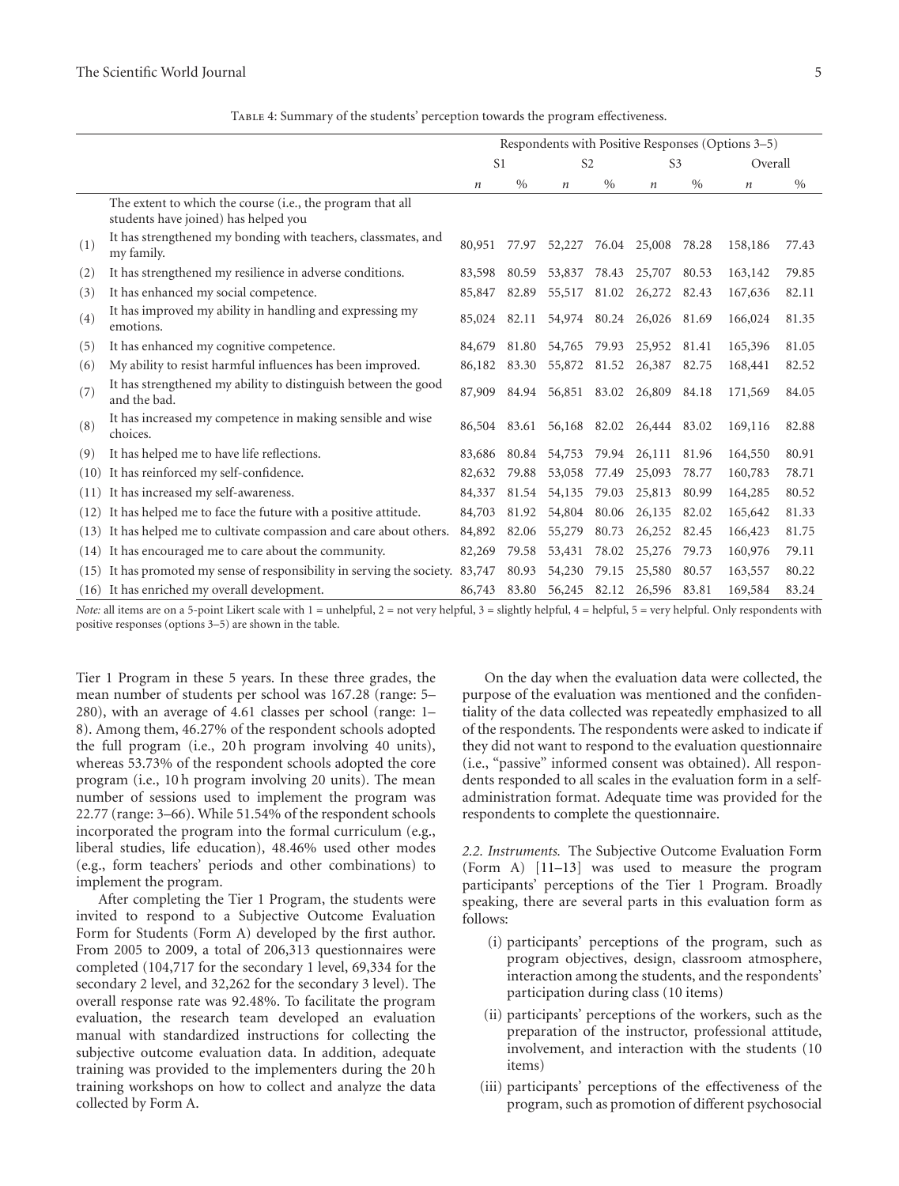Table 4: Summary of the students' perception towards the program effectiveness.

| | | Respondents with Positive Responses (Options 3–5) | | | | | | | |
|---|---|---|---|---|---|---|---|---|---|
| | | S1 | | S2 | | S3 | | Overall | |
| | | *n* | % | *n* | % | *n* | % | *n* | % |
| | The extent to which the course (i.e., the program that all students have joined) has helped you | | | | | | | | |
| (1) | It has strengthened my bonding with teachers, classmates, and my family. | 80,951 | 77.97 | 52,227 | 76.04 | 25,008 | 78.28 | 158,186 | 77.43 |
| (2) | It has strengthened my resilience in adverse conditions. | 83,598 | 80.59 | 53,837 | 78.43 | 25,707 | 80.53 | 163,142 | 79.85 |
| (3) | It has enhanced my social competence. | 85,847 | 82.89 | 55,517 | 81.02 | 26,272 | 82.43 | 167,636 | 82.11 |
| (4) | It has improved my ability in handling and expressing my emotions. | 85,024 | 82.11 | 54,974 | 80.24 | 26,026 | 81.69 | 166,024 | 81.35 |
| (5) | It has enhanced my cognitive competence. | 84,679 | 81.80 | 54,765 | 79.93 | 25,952 | 81.41 | 165,396 | 81.05 |
| (6) | My ability to resist harmful influences has been improved. | 86,182 | 83.30 | 55,872 | 81.52 | 26,387 | 82.75 | 168,441 | 82.52 |
| (7) | It has strengthened my ability to distinguish between the good and the bad. | 87,909 | 84.94 | 56,851 | 83.02 | 26,809 | 84.18 | 171,569 | 84.05 |
| (8) | It has increased my competence in making sensible and wise choices. | 86,504 | 83.61 | 56,168 | 82.02 | 26,444 | 83.02 | 169,116 | 82.88 |
| (9) | It has helped me to have life reflections. | 83,686 | 80.84 | 54,753 | 79.94 | 26,111 | 81.96 | 164,550 | 80.91 |
| (10) | It has reinforced my self-confidence. | 82,632 | 79.88 | 53,058 | 77.49 | 25,093 | 78.77 | 160,783 | 78.71 |
| (11) | It has increased my self-awareness. | 84,337 | 81.54 | 54,135 | 79.03 | 25,813 | 80.99 | 164,285 | 80.52 |
| (12) | It has helped me to face the future with a positive attitude. | 84,703 | 81.92 | 54,804 | 80.06 | 26,135 | 82.02 | 165,642 | 81.33 |
| (13) | It has helped me to cultivate compassion and care about others. | 84,892 | 82.06 | 55,279 | 80.73 | 26,252 | 82.45 | 166,423 | 81.75 |
| (14) | It has encouraged me to care about the community. | 82,269 | 79.58 | 53,431 | 78.02 | 25,276 | 79.73 | 160,976 | 79.11 |
| (15) | It has promoted my sense of responsibility in serving the society. | 83,747 | 80.93 | 54,230 | 79.15 | 25,580 | 80.57 | 163,557 | 80.22 |
| (16) | It has enriched my overall development. | 86,743 | 83.80 | 56,245 | 82.12 | 26,596 | 83.81 | 169,584 | 83.24 |

*Note:* all items are on a 5-point Likert scale with 1 = unhelpful, 2 = not very helpful, 3 = slightly helpful, 4 = helpful, 5 = very helpful. Only respondents with positive responses (options 3–5) are shown in the table.

Tier 1 Program in these 5 years. In these three grades, the mean number of students per school was 167.28 (range: 5–280), with an average of 4.61 classes per school (range: 1–8). Among them, 46.27% of the respondent schools adopted the full program (i.e., 20 h program involving 40 units), whereas 53.73% of the respondent schools adopted the core program (i.e., 10 h program involving 20 units). The mean number of sessions used to implement the program was 22.77 (range: 3–66). While 51.54% of the respondent schools incorporated the program into the formal curriculum (e.g., liberal studies, life education), 48.46% used other modes (e.g., form teachers' periods and other combinations) to implement the program.

After completing the Tier 1 Program, the students were invited to respond to a Subjective Outcome Evaluation Form for Students (Form A) developed by the first author. From 2005 to 2009, a total of 206,313 questionnaires were completed (104,717 for the secondary 1 level, 69,334 for the secondary 2 level, and 32,262 for the secondary 3 level). The overall response rate was 92.48%. To facilitate the program evaluation, the research team developed an evaluation manual with standardized instructions for collecting the subjective outcome evaluation data. In addition, adequate training was provided to the implementers during the 20 h training workshops on how to collect and analyze the data collected by Form A.

On the day when the evaluation data were collected, the purpose of the evaluation was mentioned and the confidentiality of the data collected was repeatedly emphasized to all of the respondents. The respondents were asked to indicate if they did not want to respond to the evaluation questionnaire (i.e., "passive" informed consent was obtained). All respondents responded to all scales in the evaluation form in a self-administration format. Adequate time was provided for the respondents to complete the questionnaire.

*2.2. Instruments.* The Subjective Outcome Evaluation Form (Form A) [11–13] was used to measure the program participants' perceptions of the Tier 1 Program. Broadly speaking, there are several parts in this evaluation form as follows:

(i) participants' perceptions of the program, such as program objectives, design, classroom atmosphere, interaction among the students, and the respondents' participation during class (10 items)

(ii) participants' perceptions of the workers, such as the preparation of the instructor, professional attitude, involvement, and interaction with the students (10 items)

(iii) participants' perceptions of the effectiveness of the program, such as promotion of different psychosocial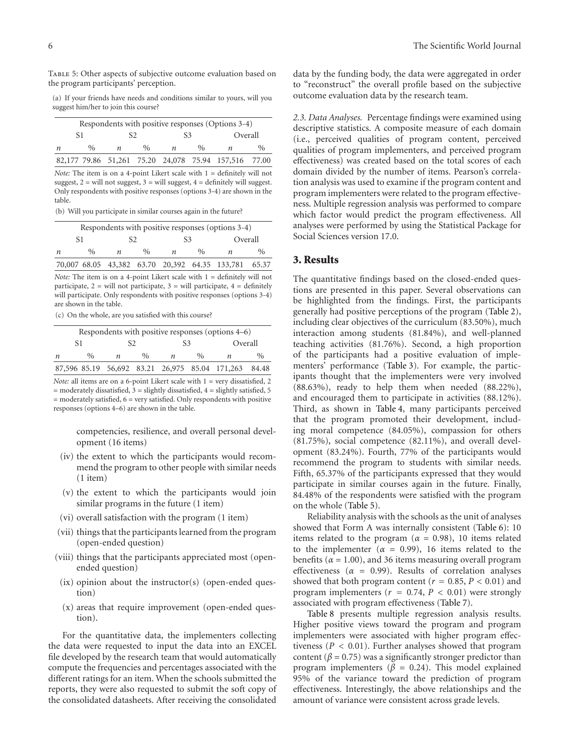Table 5: Other aspects of subjective outcome evaluation based on the program participants' perception.

(a) If your friends have needs and conditions similar to yours, will you suggest him/her to join this course?

| Respondents with positive responses (Options 3-4) | | | | | | | |
|---|---|---|---|---|---|---|---|
| S1 | | S2 | | S3 | | Overall | |
| *n* | % | *n* | % | *n* | % | *n* | % |
| 82,177 | 79.86 | 51,261 | 75.20 | 24,078 | 75.94 | 157,516 | 77.00 |

*Note:* The item is on a 4-point Likert scale with 1 = definitely will not suggest, 2 = will not suggest, 3 = will suggest, 4 = definitely will suggest. Only respondents with positive responses (options 3-4) are shown in the table.

(b) Will you participate in similar courses again in the future?

| Respondents with positive responses (options 3-4) | | | | | | | |
|---|---|---|---|---|---|---|---|
| S1 | | S2 | | S3 | | Overall | |
| *n* | % | *n* | % | *n* | % | *n* | % |
| 70,007 | 68.05 | 43,382 | 63.70 | 20,392 | 64.35 | 133,781 | 65.37 |

*Note:* The item is on a 4-point Likert scale with 1 = definitely will not participate, 2 = will not participate, 3 = will participate, 4 = definitely will participate. Only respondents with positive responses (options 3-4) are shown in the table.

(c) On the whole, are you satisfied with this course?

| Respondents with positive responses (options 4–6) | | | | | | | |
|---|---|---|---|---|---|---|---|
| S1 | | S2 | | S3 | | Overall | |
| *n* | % | *n* | % | *n* | % | *n* | % |
| 87,596 | 85.19 | 56,692 | 83.21 | 26,975 | 85.04 | 171,263 | 84.48 |

*Note:* all items are on a 6-point Likert scale with 1 = very dissatisfied, 2 = moderately dissatisfied, 3 = slightly dissatisfied, 4 = slightly satisfied, 5 = moderately satisfied, 6 = very satisfied. Only respondents with positive responses (options 4–6) are shown in the table.

competencies, resilience, and overall personal development (16 items)

(iv) the extent to which the participants would recommend the program to other people with similar needs (1 item)

(v) the extent to which the participants would join similar programs in the future (1 item)

(vi) overall satisfaction with the program (1 item)

(vii) things that the participants learned from the program (open-ended question)

(viii) things that the participants appreciated most (open-ended question)

(ix) opinion about the instructor(s) (open-ended question)

(x) areas that require improvement (open-ended question).

For the quantitative data, the implementers collecting the data were requested to input the data into an EXCEL file developed by the research team that would automatically compute the frequencies and percentages associated with the different ratings for an item. When the schools submitted the reports, they were also requested to submit the soft copy of the consolidated datasheets. After receiving the consolidated data by the funding body, the data were aggregated in order to "reconstruct" the overall profile based on the subjective outcome evaluation data by the research team.

*2.3. Data Analyses.* Percentage findings were examined using descriptive statistics. A composite measure of each domain (i.e., perceived qualities of program content, perceived qualities of program implementers, and perceived program effectiveness) was created based on the total scores of each domain divided by the number of items. Pearson's correlation analysis was used to examine if the program content and program implementers were related to the program effectiveness. Multiple regression analysis was performed to compare which factor would predict the program effectiveness. All analyses were performed by using the Statistical Package for Social Sciences version 17.0.

## 3. Results

The quantitative findings based on the closed-ended questions are presented in this paper. Several observations can be highlighted from the findings. First, the participants generally had positive perceptions of the program (Table 2), including clear objectives of the curriculum (83.50%), much interaction among students (81.84%), and well-planned teaching activities (81.76%). Second, a high proportion of the participants had a positive evaluation of implementers' performance (Table 3). For example, the participants thought that the implementers were very involved (88.63%), ready to help them when needed (88.22%), and encouraged them to participate in activities (88.12%). Third, as shown in Table 4, many participants perceived that the program promoted their development, including moral competence (84.05%), compassion for others (81.75%), social competence (82.11%), and overall development (83.24%). Fourth, 77% of the participants would recommend the program to students with similar needs. Fifth, 65.37% of the participants expressed that they would participate in similar courses again in the future. Finally, 84.48% of the respondents were satisfied with the program on the whole (Table 5).

Reliability analysis with the schools as the unit of analyses showed that Form A was internally consistent (Table 6): 10 items related to the program ($\alpha = 0.98$), 10 items related to the implementer ($\alpha = 0.99$), 16 items related to the benefits ($\alpha = 1.00$), and 36 items measuring overall program effectiveness ($\alpha = 0.99$). Results of correlation analyses showed that both program content ($r = 0.85$, $P < 0.01$) and program implementers ($r = 0.74$, $P < 0.01$) were strongly associated with program effectiveness (Table 7).

Table 8 presents multiple regression analysis results. Higher positive views toward the program and program implementers were associated with higher program effectiveness ($P < 0.01$). Further analyses showed that program content ($\beta = 0.75$) was a significantly stronger predictor than program implementers ($\beta = 0.24$). This model explained 95% of the variance toward the prediction of program effectiveness. Interestingly, the above relationships and the amount of variance were consistent across grade levels.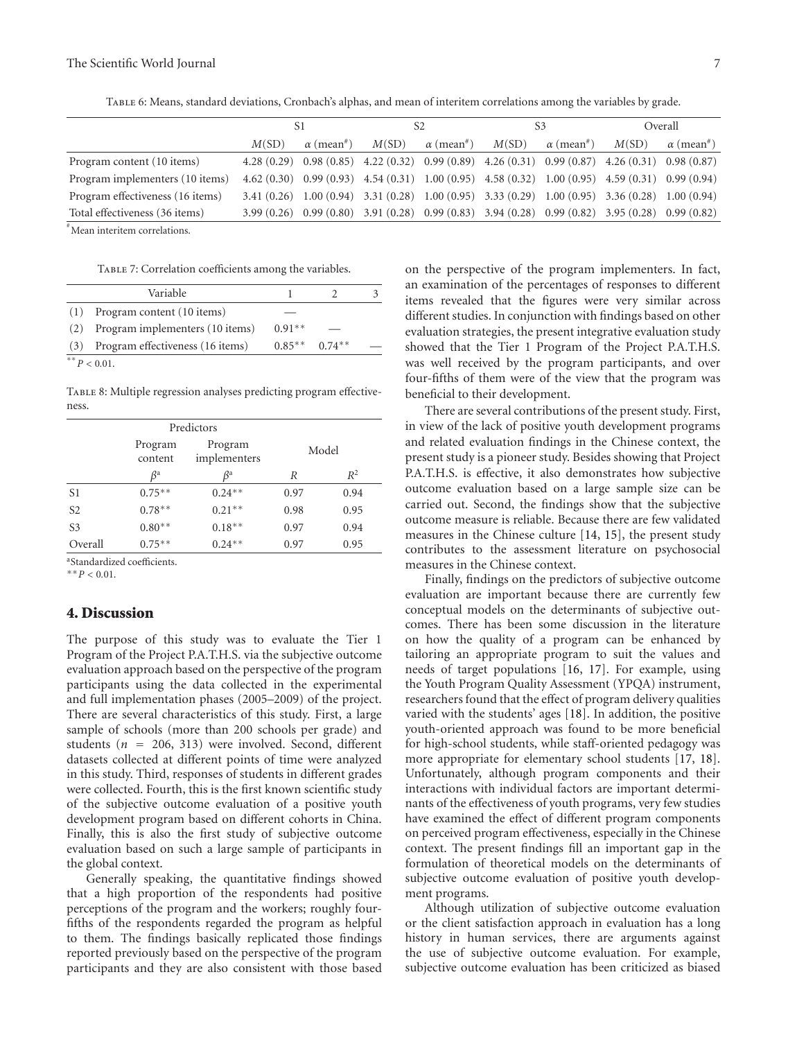Table 6: Means, standard deviations, Cronbach's alphas, and mean of interitem correlations among the variables by grade.

| | S1 | | S2 | | S3 | | Overall | |
|---|---|---|---|---|---|---|---|---|
| | $M$(SD) | $\alpha$ (mean[#]) | $M$(SD) | $\alpha$ (mean[#]) | $M$(SD) | $\alpha$ (mean[#]) | $M$(SD) | $\alpha$ (mean[#]) |
| Program content (10 items) | 4.28 (0.29) | 0.98 (0.85) | 4.22 (0.32) | 0.99 (0.89) | 4.26 (0.31) | 0.99 (0.87) | 4.26 (0.31) | 0.98 (0.87) |
| Program implementers (10 items) | 4.62 (0.30) | 0.99 (0.93) | 4.54 (0.31) | 1.00 (0.95) | 4.58 (0.32) | 1.00 (0.95) | 4.59 (0.31) | 0.99 (0.94) |
| Program effectiveness (16 items) | 3.41 (0.26) | 1.00 (0.94) | 3.31 (0.28) | 1.00 (0.95) | 3.33 (0.29) | 1.00 (0.95) | 3.36 (0.28) | 1.00 (0.94) |
| Total effectiveness (36 items) | 3.99 (0.26) | 0.99 (0.80) | 3.91 (0.28) | 0.99 (0.83) | 3.94 (0.28) | 0.99 (0.82) | 3.95 (0.28) | 0.99 (0.82) |

[#]Mean interitem correlations.

Table 7: Correlation coefficients among the variables.

| | Variable | 1 | 2 | 3 |
|---|---|---|---|---|
| (1) | Program content (10 items) | — | | |
| (2) | Program implementers (10 items) | 0.91** | — | |
| (3) | Program effectiveness (16 items) | 0.85** | 0.74** | — |

$^{**}P < 0.01$.

Table 8: Multiple regression analyses predicting program effectiveness.

| | Predictors | | | |
|---|---|---|---|---|
| | Program content | Program implementers | Model | |
| | $\beta^a$ | $\beta^a$ | $R$ | $R^2$ |
| S1 | 0.75** | 0.24** | 0.97 | 0.94 |
| S2 | 0.78** | 0.21** | 0.98 | 0.95 |
| S3 | 0.80** | 0.18** | 0.97 | 0.94 |
| Overall | 0.75** | 0.24** | 0.97 | 0.95 |

[a]Standardized coefficients.

$^{**}P < 0.01$.

## 4. Discussion

The purpose of this study was to evaluate the Tier 1 Program of the Project P.A.T.H.S. via the subjective outcome evaluation approach based on the perspective of the program participants using the data collected in the experimental and full implementation phases (2005–2009) of the project. There are several characteristics of this study. First, a large sample of schools (more than 200 schools per grade) and students ($n = 206,313$) were involved. Second, different datasets collected at different points of time were analyzed in this study. Third, responses of students in different grades were collected. Fourth, this is the first known scientific study of the subjective outcome evaluation of a positive youth development program based on different cohorts in China. Finally, this is also the first study of subjective outcome evaluation based on such a large sample of participants in the global context.

Generally speaking, the quantitative findings showed that a high proportion of the respondents had positive perceptions of the program and the workers; roughly four-fifths of the respondents regarded the program as helpful to them. The findings basically replicated those findings reported previously based on the perspective of the program participants and they are also consistent with those based on the perspective of the program implementers. In fact, an examination of the percentages of responses to different items revealed that the figures were very similar across different studies. In conjunction with findings based on other evaluation strategies, the present integrative evaluation study showed that the Tier 1 Program of the Project P.A.T.H.S. was well received by the program participants, and over four-fifths of them were of the view that the program was beneficial to their development.

There are several contributions of the present study. First, in view of the lack of positive youth development programs and related evaluation findings in the Chinese context, the present study is a pioneer study. Besides showing that Project P.A.T.H.S. is effective, it also demonstrates how subjective outcome evaluation based on a large sample size can be carried out. Second, the findings show that the subjective outcome measure is reliable. Because there are few validated measures in the Chinese culture [14, 15], the present study contributes to the assessment literature on psychosocial measures in the Chinese context.

Finally, findings on the predictors of subjective outcome evaluation are important because there are currently few conceptual models on the determinants of subjective outcomes. There has been some discussion in the literature on how the quality of a program can be enhanced by tailoring an appropriate program to suit the values and needs of target populations [16, 17]. For example, using the Youth Program Quality Assessment (YPQA) instrument, researchers found that the effect of program delivery qualities varied with the students' ages [18]. In addition, the positive youth-oriented approach was found to be more beneficial for high-school students, while staff-oriented pedagogy was more appropriate for elementary school students [17, 18]. Unfortunately, although program components and their interactions with individual factors are important determinants of the effectiveness of youth programs, very few studies have examined the effect of different program components on perceived program effectiveness, especially in the Chinese context. The present findings fill an important gap in the formulation of theoretical models on the determinants of subjective outcome evaluation of positive youth development programs.

Although utilization of subjective outcome evaluation or the client satisfaction approach in evaluation has a long history in human services, there are arguments against the use of subjective outcome evaluation. For example, subjective outcome evaluation has been criticized as biased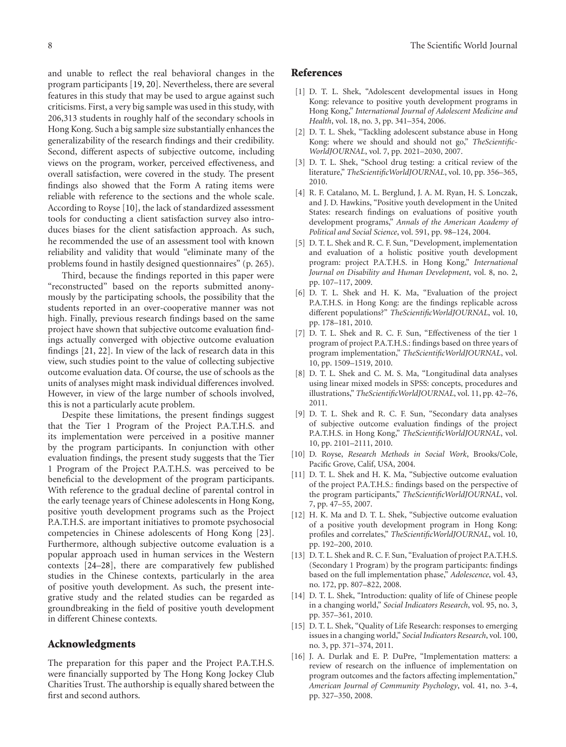and unable to reflect the real behavioral changes in the program participants [19, 20]. Nevertheless, there are several features in this study that may be used to argue against such criticisms. First, a very big sample was used in this study, with 206,313 students in roughly half of the secondary schools in Hong Kong. Such a big sample size substantially enhances the generalizability of the research findings and their credibility. Second, different aspects of subjective outcome, including views on the program, worker, perceived effectiveness, and overall satisfaction, were covered in the study. The present findings also showed that the Form A rating items were reliable with reference to the sections and the whole scale. According to Royse [10], the lack of standardized assessment tools for conducting a client satisfaction survey also introduces biases for the client satisfaction approach. As such, he recommended the use of an assessment tool with known reliability and validity that would "eliminate many of the problems found in hastily designed questionnaires" (p. 265).

Third, because the findings reported in this paper were "reconstructed" based on the reports submitted anonymously by the participating schools, the possibility that the students reported in an over-cooperative manner was not high. Finally, previous research findings based on the same project have shown that subjective outcome evaluation findings actually converged with objective outcome evaluation findings [21, 22]. In view of the lack of research data in this view, such studies point to the value of collecting subjective outcome evaluation data. Of course, the use of schools as the units of analyses might mask individual differences involved. However, in view of the large number of schools involved, this is not a particularly acute problem.

Despite these limitations, the present findings suggest that the Tier 1 Program of the Project P.A.T.H.S. and its implementation were perceived in a positive manner by the program participants. In conjunction with other evaluation findings, the present study suggests that the Tier 1 Program of the Project P.A.T.H.S. was perceived to be beneficial to the development of the program participants. With reference to the gradual decline of parental control in the early teenage years of Chinese adolescents in Hong Kong, positive youth development programs such as the Project P.A.T.H.S. are important initiatives to promote psychosocial competencies in Chinese adolescents of Hong Kong [23]. Furthermore, although subjective outcome evaluation is a popular approach used in human services in the Western contexts [24–28], there are comparatively few published studies in the Chinese contexts, particularly in the area of positive youth development. As such, the present integrative study and the related studies can be regarded as groundbreaking in the field of positive youth development in different Chinese contexts.

## Acknowledgments

The preparation for this paper and the Project P.A.T.H.S. were financially supported by The Hong Kong Jockey Club Charities Trust. The authorship is equally shared between the first and second authors.

## References

[1] D. T. L. Shek, "Adolescent developmental issues in Hong Kong: relevance to positive youth development programs in Hong Kong," *International Journal of Adolescent Medicine and Health*, vol. 18, no. 3, pp. 341–354, 2006.

[2] D. T. L. Shek, "Tackling adolescent substance abuse in Hong Kong: where we should and should not go," *TheScientificWorldJOURNAL*, vol. 7, pp. 2021–2030, 2007.

[3] D. T. L. Shek, "School drug testing: a critical review of the literature," *TheScientificWorldJOURNAL*, vol. 10, pp. 356–365, 2010.

[4] R. F. Catalano, M. L. Berglund, J. A. M. Ryan, H. S. Lonczak, and J. D. Hawkins, "Positive youth development in the United States: research findings on evaluations of positive youth development programs," *Annals of the American Academy of Political and Social Science*, vol. 591, pp. 98–124, 2004.

[5] D. T. L. Shek and R. C. F. Sun, "Development, implementation and evaluation of a holistic positive youth development program: project P.A.T.H.S. in Hong Kong," *International Journal on Disability and Human Development*, vol. 8, no. 2, pp. 107–117, 2009.

[6] D. T. L. Shek and H. K. Ma, "Evaluation of the project P.A.T.H.S. in Hong Kong: are the findings replicable across different populations?" *TheScientificWorldJOURNAL*, vol. 10, pp. 178–181, 2010.

[7] D. T. L. Shek and R. C. F. Sun, "Effectiveness of the tier 1 program of project P.A.T.H.S.: findings based on three years of program implementation," *TheScientificWorldJOURNAL*, vol. 10, pp. 1509–1519, 2010.

[8] D. T. L. Shek and C. M. S. Ma, "Longitudinal data analyses using linear mixed models in SPSS: concepts, procedures and illustrations," *TheScientificWorldJOURNAL*, vol. 11, pp. 42–76, 2011.

[9] D. T. L. Shek and R. C. F. Sun, "Secondary data analyses of subjective outcome evaluation findings of the project P.A.T.H.S. in Hong Kong," *TheScientificWorldJOURNAL*, vol. 10, pp. 2101–2111, 2010.

[10] D. Royse, *Research Methods in Social Work*, Brooks/Cole, Pacific Grove, Calif, USA, 2004.

[11] D. T. L. Shek and H. K. Ma, "Subjective outcome evaluation of the project P.A.T.H.S.: findings based on the perspective of the program participants," *TheScientificWorldJOURNAL*, vol. 7, pp. 47–55, 2007.

[12] H. K. Ma and D. T. L. Shek, "Subjective outcome evaluation of a positive youth development program in Hong Kong: profiles and correlates," *TheScientificWorldJOURNAL*, vol. 10, pp. 192–200, 2010.

[13] D. T. L. Shek and R. C. F. Sun, "Evaluation of project P.A.T.H.S. (Secondary 1 Program) by the program participants: findings based on the full implementation phase," *Adolescence*, vol. 43, no. 172, pp. 807–822, 2008.

[14] D. T. L. Shek, "Introduction: quality of life of Chinese people in a changing world," *Social Indicators Research*, vol. 95, no. 3, pp. 357–361, 2010.

[15] D. T. L. Shek, "Quality of Life Research: responses to emerging issues in a changing world," *Social Indicators Research*, vol. 100, no. 3, pp. 371–374, 2011.

[16] J. A. Durlak and E. P. DuPre, "Implementation matters: a review of research on the influence of implementation on program outcomes and the factors affecting implementation," *American Journal of Community Psychology*, vol. 41, no. 3-4, pp. 327–350, 2008.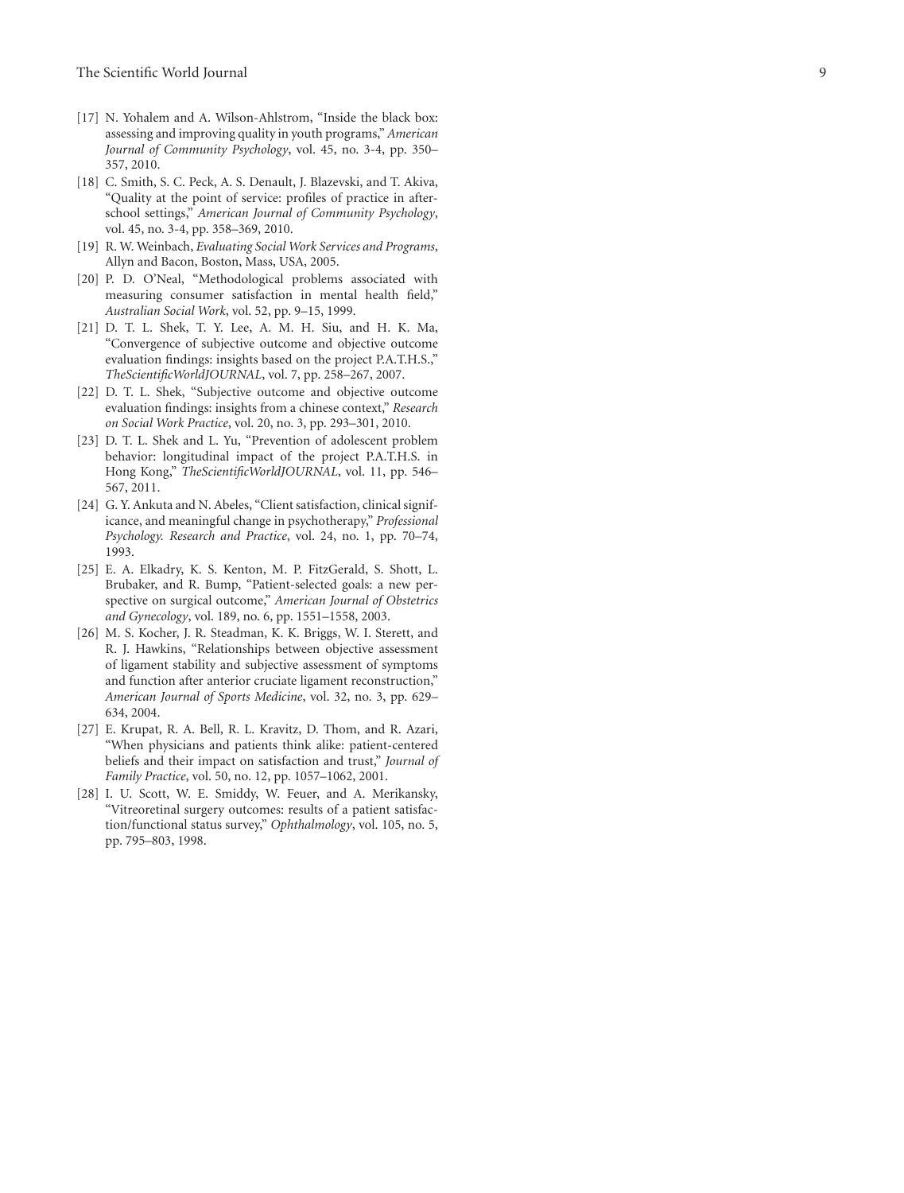[17] N. Yohalem and A. Wilson-Ahlstrom, "Inside the black box: assessing and improving quality in youth programs," *American Journal of Community Psychology*, vol. 45, no. 3-4, pp. 350–357, 2010.

[18] C. Smith, S. C. Peck, A. S. Denault, J. Blazevski, and T. Akiva, "Quality at the point of service: profiles of practice in after-school settings," *American Journal of Community Psychology*, vol. 45, no. 3-4, pp. 358–369, 2010.

[19] R. W. Weinbach, *Evaluating Social Work Services and Programs*, Allyn and Bacon, Boston, Mass, USA, 2005.

[20] P. D. O'Neal, "Methodological problems associated with measuring consumer satisfaction in mental health field," *Australian Social Work*, vol. 52, pp. 9–15, 1999.

[21] D. T. L. Shek, T. Y. Lee, A. M. H. Siu, and H. K. Ma, "Convergence of subjective outcome and objective outcome evaluation findings: insights based on the project P.A.T.H.S.," *TheScientificWorldJOURNAL*, vol. 7, pp. 258–267, 2007.

[22] D. T. L. Shek, "Subjective outcome and objective outcome evaluation findings: insights from a chinese context," *Research on Social Work Practice*, vol. 20, no. 3, pp. 293–301, 2010.

[23] D. T. L. Shek and L. Yu, "Prevention of adolescent problem behavior: longitudinal impact of the project P.A.T.H.S. in Hong Kong," *TheScientificWorldJOURNAL*, vol. 11, pp. 546–567, 2011.

[24] G. Y. Ankuta and N. Abeles, "Client satisfaction, clinical significance, and meaningful change in psychotherapy," *Professional Psychology. Research and Practice*, vol. 24, no. 1, pp. 70–74, 1993.

[25] E. A. Elkadry, K. S. Kenton, M. P. FitzGerald, S. Shott, L. Brubaker, and R. Bump, "Patient-selected goals: a new perspective on surgical outcome," *American Journal of Obstetrics and Gynecology*, vol. 189, no. 6, pp. 1551–1558, 2003.

[26] M. S. Kocher, J. R. Steadman, K. K. Briggs, W. I. Sterett, and R. J. Hawkins, "Relationships between objective assessment of ligament stability and subjective assessment of symptoms and function after anterior cruciate ligament reconstruction," *American Journal of Sports Medicine*, vol. 32, no. 3, pp. 629–634, 2004.

[27] E. Krupat, R. A. Bell, R. L. Kravitz, D. Thom, and R. Azari, "When physicians and patients think alike: patient-centered beliefs and their impact on satisfaction and trust," *Journal of Family Practice*, vol. 50, no. 12, pp. 1057–1062, 2001.

[28] I. U. Scott, W. E. Smiddy, W. Feuer, and A. Merikansky, "Vitreoretinal surgery outcomes: results of a patient satisfaction/functional status survey," *Ophthalmology*, vol. 105, no. 5, pp. 795–803, 1998.